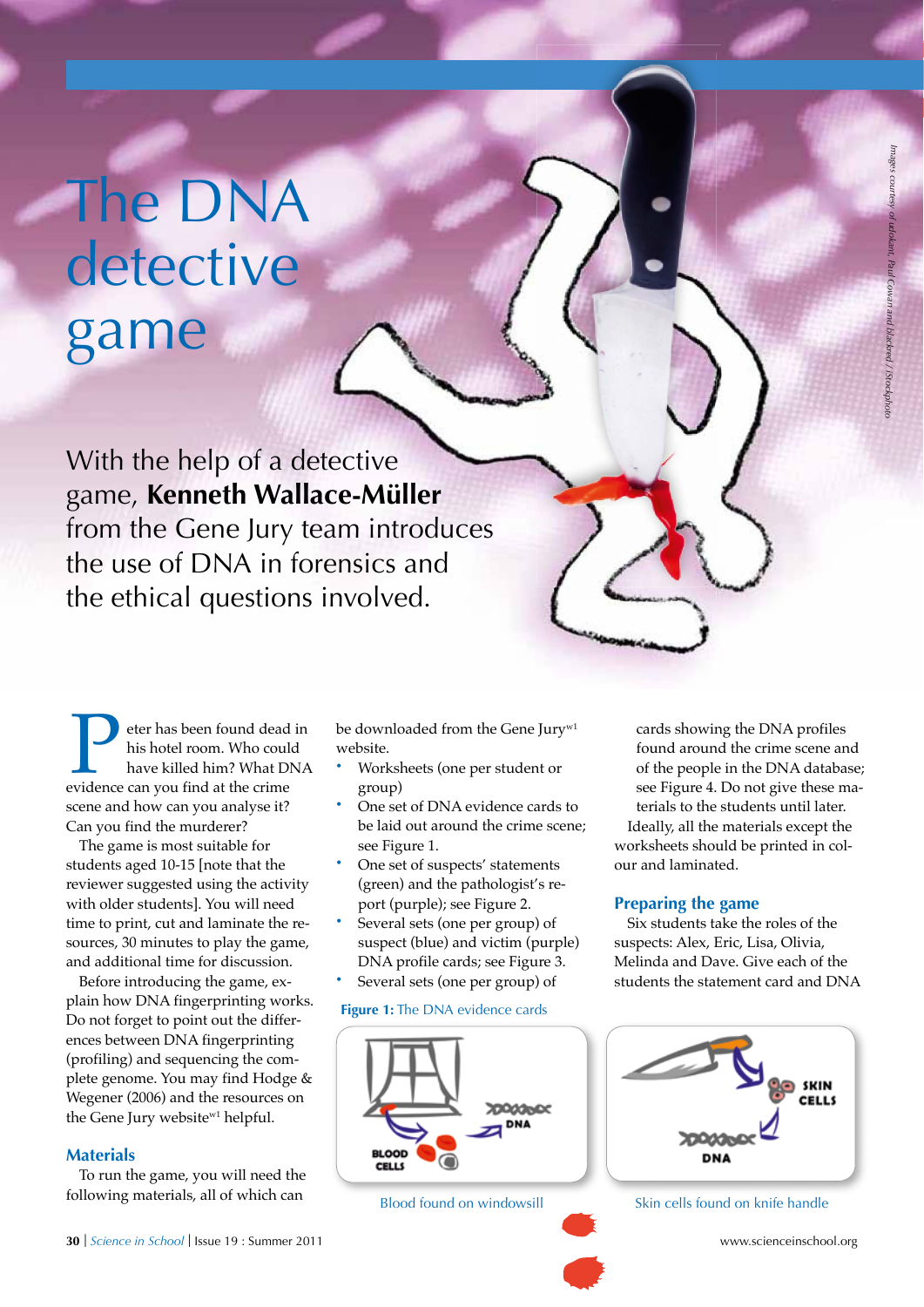# The DNA detective game

With the help of a detective game, **Kenneth Wallace-Müller** from the Gene Jury team introduces the use of DNA in forensics and the ethical questions involved.

Peter has been found dead in his hotel room. Who could have killed him? What DNA evidence can you find at the crime scene and how can you analyse it? Can you find the murderer?

The game is most suitable for students aged 10-15 [note that the reviewer suggested using the activity with older students]. You will need time to print, cut and laminate the resources, 30 minutes to play the game, and additional time for discussion.

Before introducing the game, explain how DNA fingerprinting works. Do not forget to point out the differences between DNA fingerprinting (profiling) and sequencing the complete genome. You may find Hodge & Wegener (2006) and the resources on the Gene Jury website[w1] helpful.

## Materials

To run the game, you will need the following materials, all of which can be downloaded from the Gene Jury[w1] website.

- Worksheets (one per student or group)
- One set of DNA evidence cards to be laid out around the crime scene; see Figure 1.
- One set of suspects' statements (green) and the pathologist's report (purple); see Figure 2.
- Several sets (one per group) of suspect (blue) and victim (purple) DNA profile cards; see Figure 3.
- Several sets (one per group) of cards showing the DNA profiles found around the crime scene and of the people in the DNA database; see Figure 4. Do not give these materials to the students until later.

Ideally, all the materials except the worksheets should be printed in colour and laminated.

## Preparing the game

Six students take the roles of the suspects: Alex, Eric, Lisa, Olivia, Melinda and Dave. Give each of the students the statement card and DNA

**Figure 1:** The DNA evidence cards

Blood found on windowsill

Skin cells found on knife handle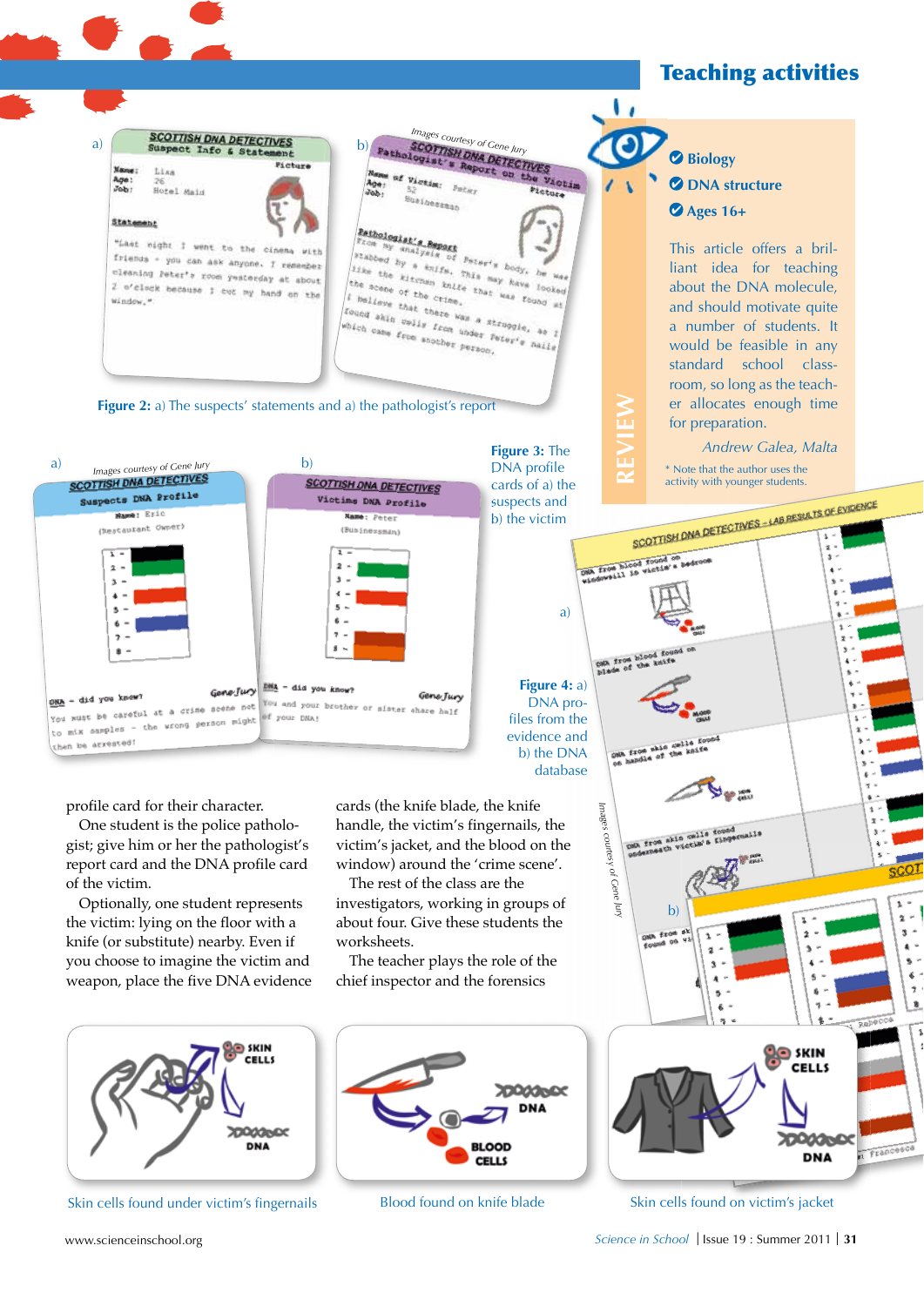Figure 2: a) The suspects' statements and a) the pathologist's report

Figure 3: The DNA profile cards of a) the suspects and b) the victim

Figure 4: a) DNA profiles from the evidence and b) the DNA database

Images courtesy of Gene Jury

## Teaching activities

- Biology
- DNA structure
- Ages 16+

This article offers a brilliant idea for teaching about the DNA molecule, and should motivate quite a number of students. It would be feasible in any standard school classroom, so long as the teacher allocates enough time for preparation.

*Andrew Galea, Malta*

\* Note that the author uses the activity with younger students.

REVIEW

profile card for their character.

One student is the police pathologist; give him or her the pathologist's report card and the DNA profile card of the victim.

Optionally, one student represents the victim: lying on the floor with a knife (or substitute) nearby. Even if you choose to imagine the victim and weapon, place the five DNA evidence cards (the knife blade, the knife handle, the victim's fingernails, the victim's jacket, and the blood on the window) around the 'crime scene'.

The rest of the class are the investigators, working in groups of about four. Give these students the worksheets.

The teacher plays the role of the chief inspector and the forensics

Skin cells found under victim's fingernails

Blood found on knife blade

Skin cells found on victim's jacket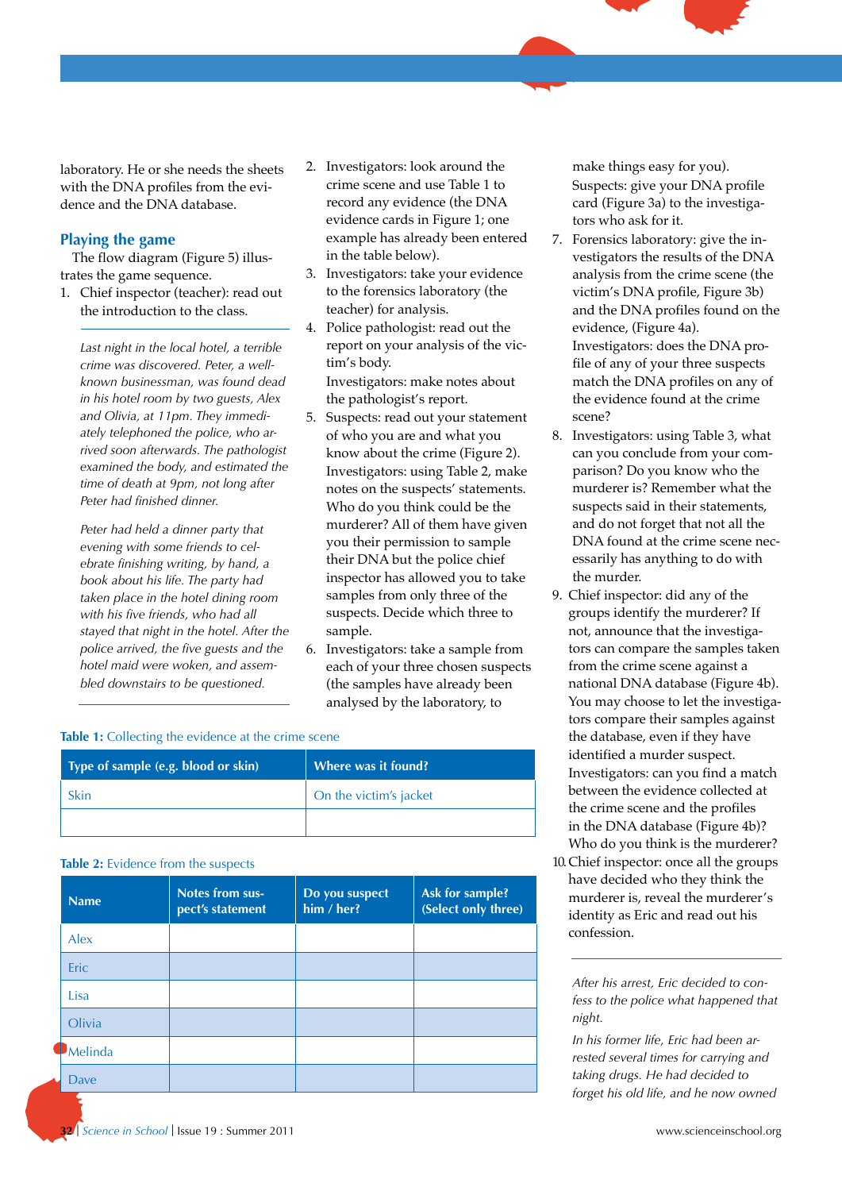laboratory. He or she needs the sheets with the DNA profiles from the evidence and the DNA database.

## Playing the game

The flow diagram (Figure 5) illustrates the game sequence.

1. Chief inspector (teacher): read out the introduction to the class.

*Last night in the local hotel, a terrible crime was discovered. Peter, a well-known businessman, was found dead in his hotel room by two guests, Alex and Olivia, at 11pm. They immediately telephoned the police, who arrived soon afterwards. The pathologist examined the body, and estimated the time of death at 9pm, not long after Peter had finished dinner.*

*Peter had held a dinner party that evening with some friends to celebrate finishing writing, by hand, a book about his life. The party had taken place in the hotel dining room with his five friends, who had all stayed that night in the hotel. After the police arrived, the five guests and the hotel maid were woken, and assembled downstairs to be questioned.*

2. Investigators: look around the crime scene and use Table 1 to record any evidence (the DNA evidence cards in Figure 1; one example has already been entered in the table below).
3. Investigators: take your evidence to the forensics laboratory (the teacher) for analysis.
4. Police pathologist: read out the report on your analysis of the victim's body.
   Investigators: make notes about the pathologist's report.
5. Suspects: read out your statement of who you are and what you know about the crime (Figure 2).
   Investigators: using Table 2, make notes on the suspects' statements. Who do you think could be the murderer? All of them have given you their permission to sample their DNA but the police chief inspector has allowed you to take samples from only three of the suspects. Decide which three to sample.
6. Investigators: take a sample from each of your three chosen suspects (the samples have already been analysed by the laboratory, to make things easy for you).
   Suspects: give your DNA profile card (Figure 3a) to the investigators who ask for it.
7. Forensics laboratory: give the investigators the results of the DNA analysis from the crime scene (the victim's DNA profile, Figure 3b) and the DNA profiles found on the evidence, (Figure 4a).
   Investigators: does the DNA profile of any of your three suspects match the DNA profiles on any of the evidence found at the crime scene?
8. Investigators: using Table 3, what can you conclude from your comparison? Do you know who the murderer is? Remember what the suspects said in their statements, and do not forget that not all the DNA found at the crime scene necessarily has anything to do with the murder.
9. Chief inspector: did any of the groups identify the murderer? If not, announce that the investigators can compare the samples taken from the crime scene against a national DNA database (Figure 4b). You may choose to let the investigators compare their samples against the database, even if they have identified a murder suspect.
   Investigators: can you find a match between the evidence collected at the crime scene and the profiles in the DNA database (Figure 4b)? Who do you think is the murderer?
10. Chief inspector: once all the groups have decided who they think the murderer is, reveal the murderer's identity as Eric and read out his confession.

*After his arrest, Eric decided to confess to the police what happened that night.*

*In his former life, Eric had been arrested several times for carrying and taking drugs. He had decided to forget his old life, and he now owned*

**Table 1:** Collecting the evidence at the crime scene

| Type of sample (e.g. blood or skin) | Where was it found? |
|---|---|
| Skin | On the victim's jacket |
| | |

**Table 2:** Evidence from the suspects

| Name | Notes from suspect's statement | Do you suspect him / her? | Ask for sample? (Select only three) |
|---|---|---|---|
| Alex | | | |
| Eric | | | |
| Lisa | | | |
| Olivia | | | |
| Melinda | | | |
| Dave | | | |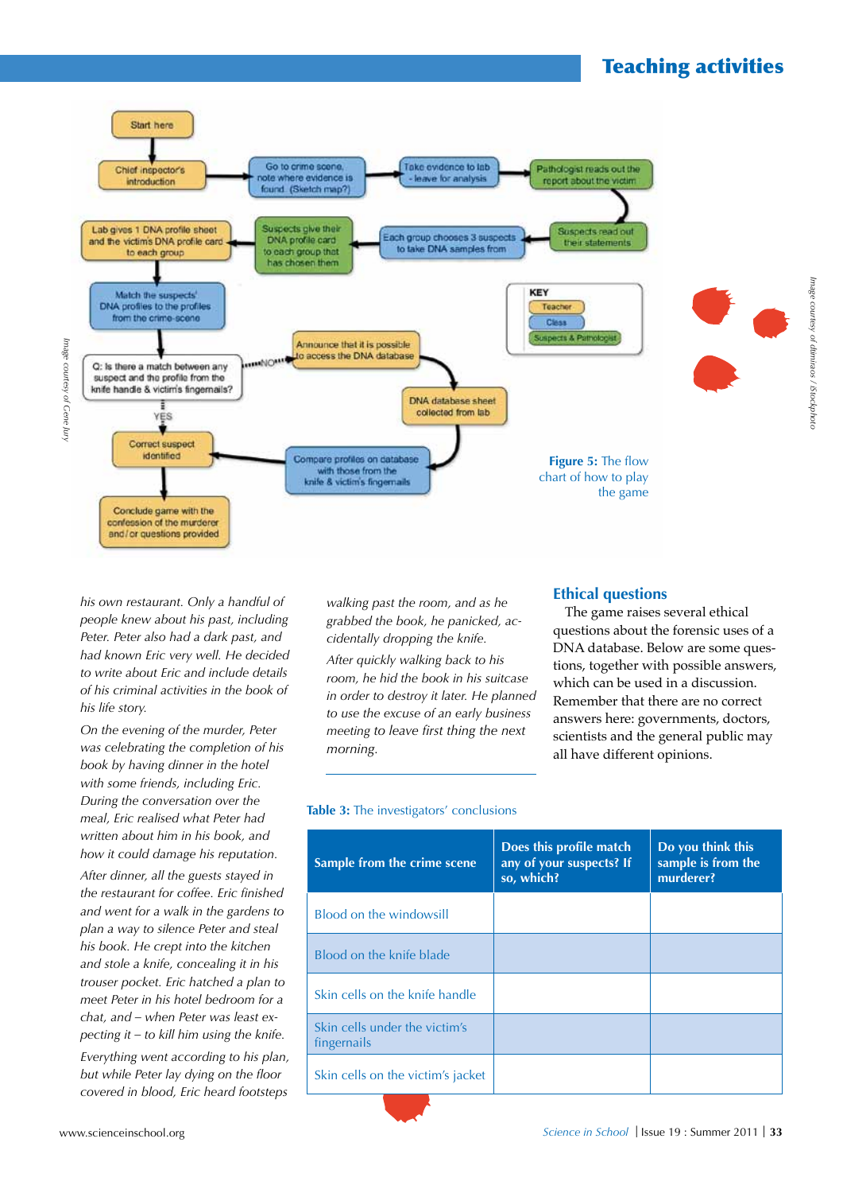**Figure 5:** The flow chart of how to play the game

*his own restaurant. Only a handful of people knew about his past, including Peter. Peter also had a dark past, and had known Eric very well. He decided to write about Eric and include details of his criminal activities in the book of his life story.*

*On the evening of the murder, Peter was celebrating the completion of his book by having dinner in the hotel with some friends, including Eric. During the conversation over the meal, Eric realised what Peter had written about him in his book, and how it could damage his reputation.*

*After dinner, all the guests stayed in the restaurant for coffee. Eric finished and went for a walk in the gardens to plan a way to silence Peter and steal his book. He crept into the kitchen and stole a knife, concealing it in his trouser pocket. Eric hatched a plan to meet Peter in his hotel bedroom for a chat, and – when Peter was least expecting it – to kill him using the knife.*

*Everything went according to his plan, but while Peter lay dying on the floor covered in blood, Eric heard footsteps walking past the room, and as he grabbed the book, he panicked, accidentally dropping the knife.*

*After quickly walking back to his room, he hid the book in his suitcase in order to destroy it later. He planned to use the excuse of an early business meeting to leave first thing the next morning.*

## Ethical questions

The game raises several ethical questions about the forensic uses of a DNA database. Below are some questions, together with possible answers, which can be used in a discussion. Remember that there are no correct answers here: governments, doctors, scientists and the general public may all have different opinions.

**Table 3:** The investigators' conclusions

| Sample from the crime scene | Does this profile match any of your suspects? If so, which? | Do you think this sample is from the murderer? |
| --- | --- | --- |
| Blood on the windowsill | | |
| Blood on the knife blade | | |
| Skin cells on the knife handle | | |
| Skin cells under the victim's fingernails | | |
| Skin cells on the victim's jacket | | |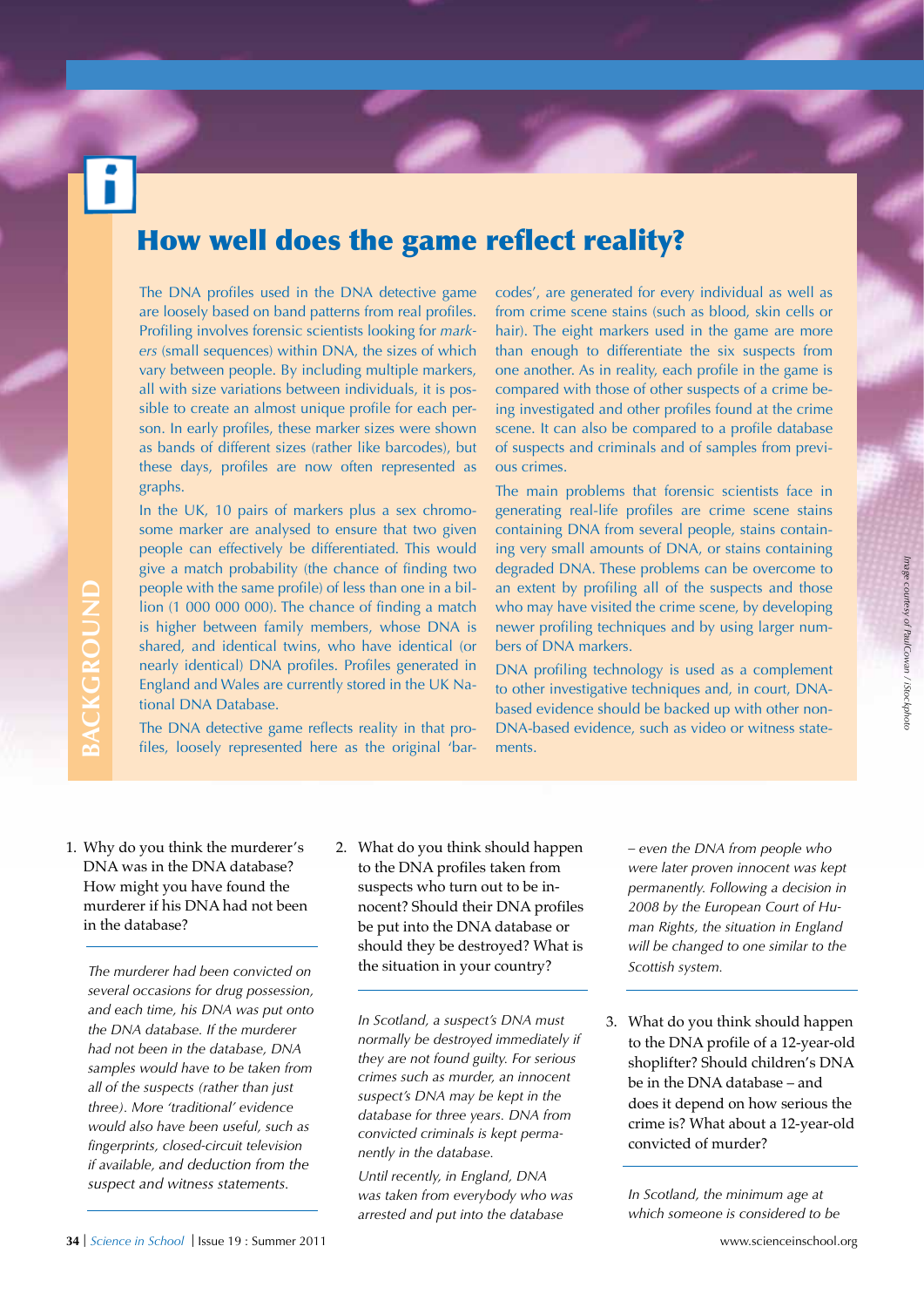BACKGROUND

## How well does the game reflect reality?

The DNA profiles used in the DNA detective game are loosely based on band patterns from real profiles. Profiling involves forensic scientists looking for *markers* (small sequences) within DNA, the sizes of which vary between people. By including multiple markers, all with size variations between individuals, it is possible to create an almost unique profile for each person. In early profiles, these marker sizes were shown as bands of different sizes (rather like barcodes), but these days, profiles are now often represented as graphs.

In the UK, 10 pairs of markers plus a sex chromosome marker are analysed to ensure that two given people can effectively be differentiated. This would give a match probability (the chance of finding two people with the same profile) of less than one in a billion (1 000 000 000). The chance of finding a match is higher between family members, whose DNA is shared, and identical twins, who have identical (or nearly identical) DNA profiles. Profiles generated in England and Wales are currently stored in the UK National DNA Database.

The DNA detective game reflects reality in that profiles, loosely represented here as the original 'barcodes', are generated for every individual as well as from crime scene stains (such as blood, skin cells or hair). The eight markers used in the game are more than enough to differentiate the six suspects from one another. As in reality, each profile in the game is compared with those of other suspects of a crime being investigated and other profiles found at the crime scene. It can also be compared to a profile database of suspects and criminals and of samples from previous crimes.

The main problems that forensic scientists face in generating real-life profiles are crime scene stains containing DNA from several people, stains containing very small amounts of DNA, or stains containing degraded DNA. These problems can be overcome to an extent by profiling all of the suspects and those who may have visited the crime scene, by developing newer profiling techniques and by using larger numbers of DNA markers.

DNA profiling technology is used as a complement to other investigative techniques and, in court, DNA-based evidence should be backed up with other non-DNA-based evidence, such as video or witness statements.

Image courtesy of PaulCowan / iStockphoto

1. Why do you think the murderer's DNA was in the DNA database? How might you have found the murderer if his DNA had not been in the database?

   *The murderer had been convicted on several occasions for drug possession, and each time, his DNA was put onto the DNA database. If the murderer had not been in the database, DNA samples would have to be taken from all of the suspects (rather than just three). More 'traditional' evidence would also have been useful, such as fingerprints, closed-circuit television if available, and deduction from the suspect and witness statements.*

2. What do you think should happen to the DNA profiles taken from suspects who turn out to be innocent? Should their DNA profiles be put into the DNA database or should they be destroyed? What is the situation in your country?

   *In Scotland, a suspect's DNA must normally be destroyed immediately if they are not found guilty. For serious crimes such as murder, an innocent suspect's DNA may be kept in the database for three years. DNA from convicted criminals is kept permanently in the database.*

   *Until recently, in England, DNA was taken from everybody who was arrested and put into the database – even the DNA from people who were later proven innocent was kept permanently. Following a decision in 2008 by the European Court of Human Rights, the situation in England will be changed to one similar to the Scottish system.*

3. What do you think should happen to the DNA profile of a 12-year-old shoplifter? Should children's DNA be in the DNA database – and does it depend on how serious the crime is? What about a 12-year-old convicted of murder?

   *In Scotland, the minimum age at which someone is considered to be*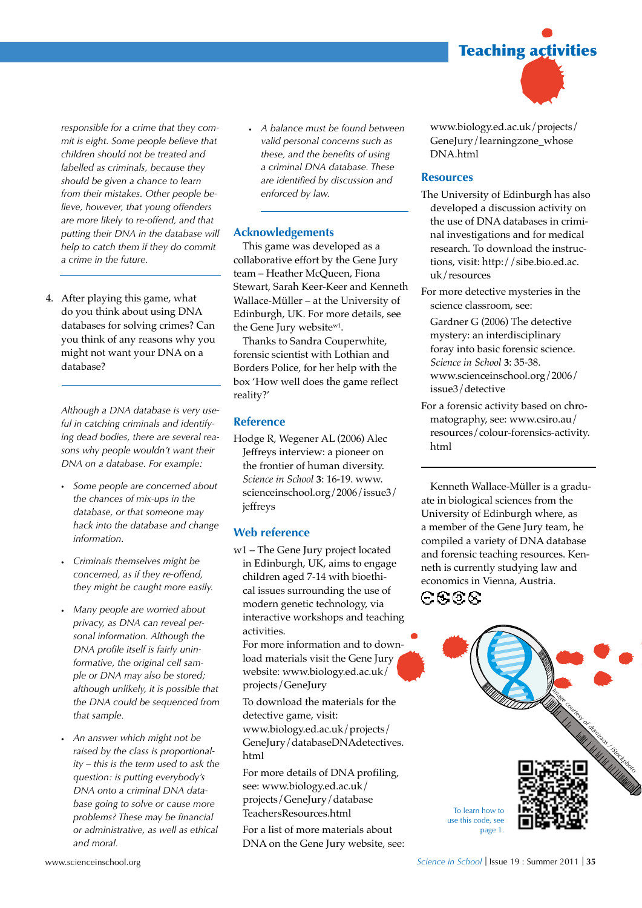*responsible for a crime that they commit is eight. Some people believe that children should not be treated and labelled as criminals, because they should be given a chance to learn from their mistakes. Other people believe, however, that young offenders are more likely to re-offend, and that putting their DNA in the database will help to catch them if they do commit a crime in the future.*

4. After playing this game, what do you think about using DNA databases for solving crimes? Can you think of any reasons why you might not want your DNA on a database?

*Although a DNA database is very useful in catching criminals and identifying dead bodies, there are several reasons why people wouldn't want their DNA on a database. For example:*

- *Some people are concerned about the chances of mix-ups in the database, or that someone may hack into the database and change information.*
- *Criminals themselves might be concerned, as if they re-offend, they might be caught more easily.*
- *Many people are worried about privacy, as DNA can reveal personal information. Although the DNA profile itself is fairly uninformative, the original cell sample or DNA may also be stored; although unlikely, it is possible that the DNA could be sequenced from that sample.*
- *An answer which might not be raised by the class is proportionality – this is the term used to ask the question: is putting everybody's DNA onto a criminal DNA database going to solve or cause more problems? These may be financial or administrative, as well as ethical and moral.*
- *A balance must be found between valid personal concerns such as these, and the benefits of using a criminal DNA database. These are identified by discussion and enforced by law.*

## Acknowledgements

This game was developed as a collaborative effort by the Gene Jury team – Heather McQueen, Fiona Stewart, Sarah Keer-Keer and Kenneth Wallace-Müller – at the University of Edinburgh, UK. For more details, see the Gene Jury website[w1].

Thanks to Sandra Couperwhite, forensic scientist with Lothian and Borders Police, for her help with the box 'How well does the game reflect reality?'

## Reference

Hodge R, Wegener AL (2006) Alec Jeffreys interview: a pioneer on the frontier of human diversity. *Science in School* **3**: 16-19. www.scienceinschool.org/2006/issue3/jeffreys

## Web reference

w1 – The Gene Jury project located in Edinburgh, UK, aims to engage children aged 7-14 with bioethical issues surrounding the use of modern genetic technology, via interactive workshops and teaching activities.

For more information and to download materials visit the Gene Jury website: www.biology.ed.ac.uk/projects/GeneJury

To download the materials for the detective game, visit: www.biology.ed.ac.uk/projects/GeneJury/databaseDNAdetectives.html

For more details of DNA profiling, see: www.biology.ed.ac.uk/projects/GeneJury/database TeachersResources.html

For a list of more materials about DNA on the Gene Jury website, see: www.biology.ed.ac.uk/projects/GeneJury/learningzone_whose DNA.html

## Resources

The University of Edinburgh has also developed a discussion activity on the use of DNA databases in criminal investigations and for medical research. To download the instructions, visit: http://sibe.bio.ed.ac.uk/resources

For more detective mysteries in the science classroom, see:

Gardner G (2006) The detective mystery: an interdisciplinary foray into basic forensic science. *Science in School* **3**: 35-38. www.scienceinschool.org/2006/issue3/detective

For a forensic activity based on chromatography, see: www.csiro.au/resources/colour-forensics-activity.html

Kenneth Wallace-Müller is a graduate in biological sciences from the University of Edinburgh where, as a member of the Gene Jury team, he compiled a variety of DNA database and forensic teaching resources. Kenneth is currently studying law and economics in Vienna, Austria.

Image courtesy of dimitros / iStockphoto

To learn how to use this code, see page 1.